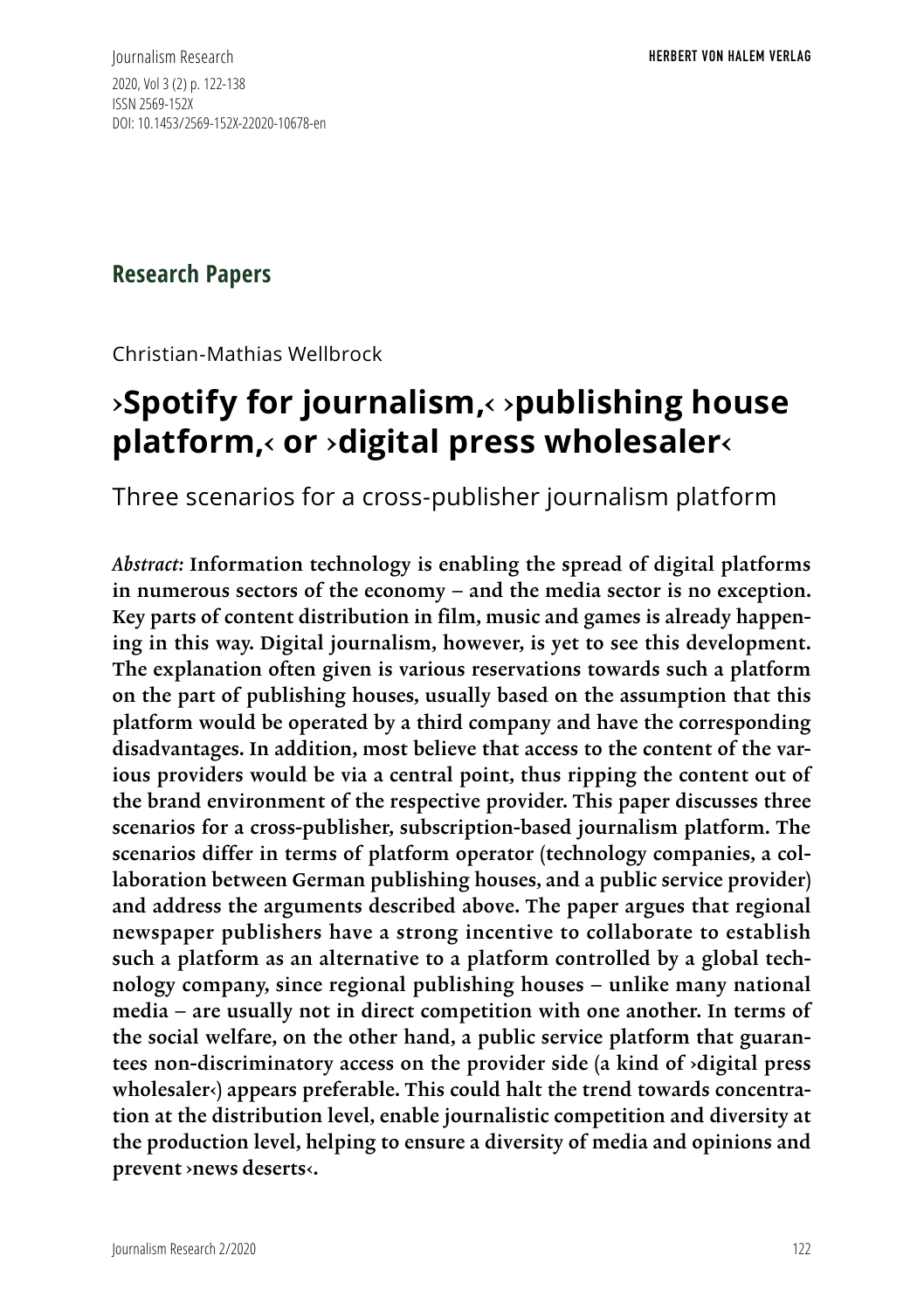## Research Papers

Christian-Mathias Wellbrock

# ›Spotify for journalism,‹ ›publishing house platform,‹ or ›digital press wholesaler‹

Three scenarios for a cross-publisher journalism platform

*Abstract:* **Information technology is enabling the spread of digital platforms in numerous sectors of the economy – and the media sector is no exception. Key parts of content distribution in film, music and games is already happening in this way. Digital journalism, however, is yet to see this development. The explanation often given is various reservations towards such a platform on the part of publishing houses, usually based on the assumption that this platform would be operated by a third company and have the corresponding disadvantages. In addition, most believe that access to the content of the various providers would be via a central point, thus ripping the content out of the brand environment of the respective provider. This paper discusses three scenarios for a cross-publisher, subscription-based journalism platform. The scenarios differ in terms of platform operator (technology companies, a collaboration between German publishing houses, and a public service provider) and address the arguments described above. The paper argues that regional newspaper publishers have a strong incentive to collaborate to establish such a platform as an alternative to a platform controlled by a global technology company, since regional publishing houses – unlike many national media – are usually not in direct competition with one another. In terms of the social welfare, on the other hand, a public service platform that guarantees non-discriminatory access on the provider side (a kind of ›digital press wholesaler‹) appears preferable. This could halt the trend towards concentration at the distribution level, enable journalistic competition and diversity at the production level, helping to ensure a diversity of media and opinions and prevent ›news deserts‹.**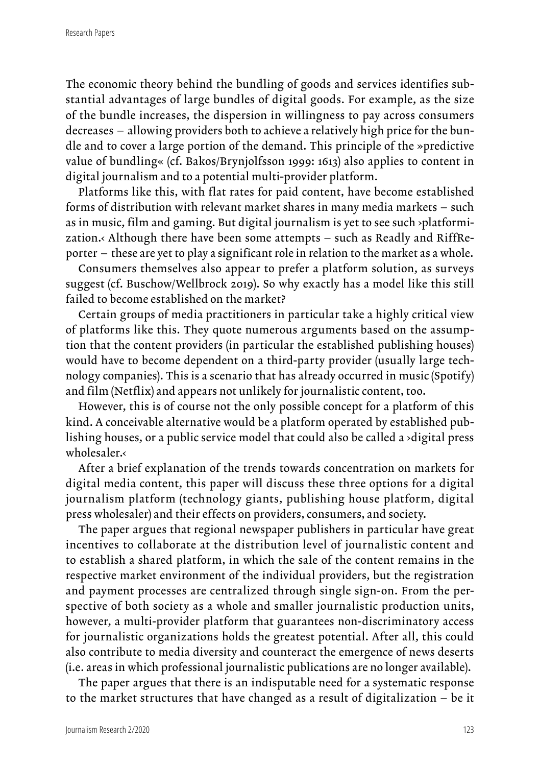The economic theory behind the bundling of goods and services identifies substantial advantages of large bundles of digital goods. For example, as the size of the bundle increases, the dispersion in willingness to pay across consumers decreases – allowing providers both to achieve a relatively high price for the bundle and to cover a large portion of the demand. This principle of the »predictive value of bundling« (cf. Bakos/Brynjolfsson 1999: 1613) also applies to content in digital journalism and to a potential multi-provider platform.

Platforms like this, with flat rates for paid content, have become established forms of distribution with relevant market shares in many media markets – such as in music, film and gaming. But digital journalism is yet to see such ›platformization.‹ Although there have been some attempts – such as Readly and RiffReporter – these are yet to play a significant role in relation to the market as a whole.

Consumers themselves also appear to prefer a platform solution, as surveys suggest (cf. Buschow/Wellbrock 2019). So why exactly has a model like this still failed to become established on the market?

Certain groups of media practitioners in particular take a highly critical view of platforms like this. They quote numerous arguments based on the assumption that the content providers (in particular the established publishing houses) would have to become dependent on a third-party provider (usually large technology companies). This is a scenario that has already occurred in music (Spotify) and film (Netflix) and appears not unlikely for journalistic content, too.

However, this is of course not the only possible concept for a platform of this kind. A conceivable alternative would be a platform operated by established publishing houses, or a public service model that could also be called a ›digital press wholesaler.‹

After a brief explanation of the trends towards concentration on markets for digital media content, this paper will discuss these three options for a digital journalism platform (technology giants, publishing house platform, digital press wholesaler) and their effects on providers, consumers, and society.

The paper argues that regional newspaper publishers in particular have great incentives to collaborate at the distribution level of journalistic content and to establish a shared platform, in which the sale of the content remains in the respective market environment of the individual providers, but the registration and payment processes are centralized through single sign-on. From the perspective of both society as a whole and smaller journalistic production units, however, a multi-provider platform that guarantees non-discriminatory access for journalistic organizations holds the greatest potential. After all, this could also contribute to media diversity and counteract the emergence of news deserts (i.e. areas in which professional journalistic publications are no longer available).

The paper argues that there is an indisputable need for a systematic response to the market structures that have changed as a result of digitalization – be it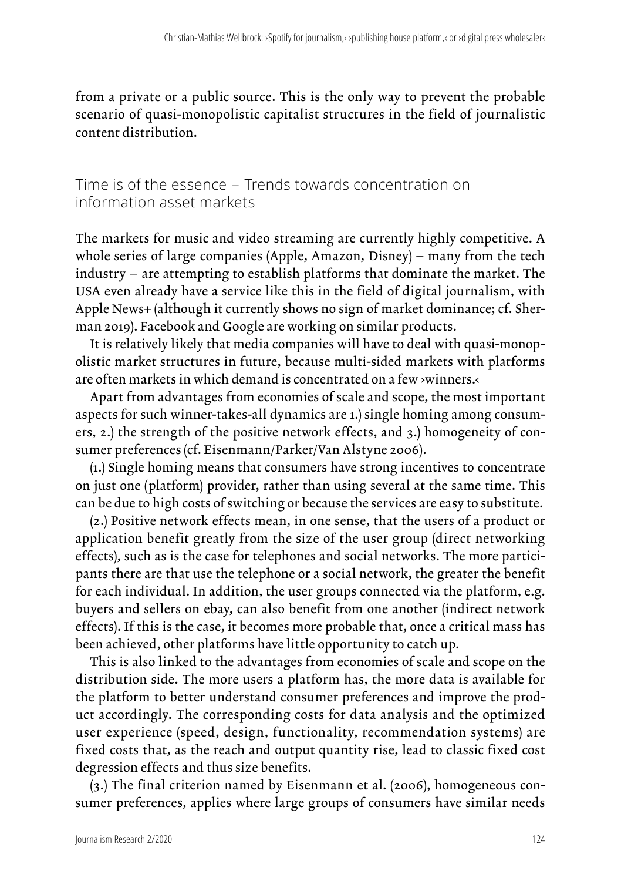from a private or a public source. This is the only way to prevent the probable scenario of quasi-monopolistic capitalist structures in the field of journalistic content distribution.

## Time is of the essence – Trends towards concentration on information asset markets

The markets for music and video streaming are currently highly competitive. A whole series of large companies (Apple, Amazon, Disney) – many from the tech industry – are attempting to establish platforms that dominate the market. The USA even already have a service like this in the field of digital journalism, with Apple News+ (although it currently shows no sign of market dominance; cf. Sherman 2019). Facebook and Google are working on similar products.

It is relatively likely that media companies will have to deal with quasi-monopolistic market structures in future, because multi-sided markets with platforms are often markets in which demand is concentrated on a few ›winners.‹

Apart from advantages from economies of scale and scope, the most important aspects for such winner-takes-all dynamics are 1.) single homing among consumers, 2.) the strength of the positive network effects, and 3.) homogeneity of consumer preferences (cf. Eisenmann/Parker/Van Alstyne 2006).

(1.) Single homing means that consumers have strong incentives to concentrate on just one (platform) provider, rather than using several at the same time. This can be due to high costs of switching or because the services are easy to substitute.

(2.) Positive network effects mean, in one sense, that the users of a product or application benefit greatly from the size of the user group (direct networking effects), such as is the case for telephones and social networks. The more participants there are that use the telephone or a social network, the greater the benefit for each individual. In addition, the user groups connected via the platform, e.g. buyers and sellers on ebay, can also benefit from one another (indirect network effects). If this is the case, it becomes more probable that, once a critical mass has been achieved, other platforms have little opportunity to catch up.

This is also linked to the advantages from economies of scale and scope on the distribution side. The more users a platform has, the more data is available for the platform to better understand consumer preferences and improve the product accordingly. The corresponding costs for data analysis and the optimized user experience (speed, design, functionality, recommendation systems) are fixed costs that, as the reach and output quantity rise, lead to classic fixed cost degression effects and thus size benefits.

(3.) The final criterion named by Eisenmann et al. (2006), homogeneous consumer preferences, applies where large groups of consumers have similar needs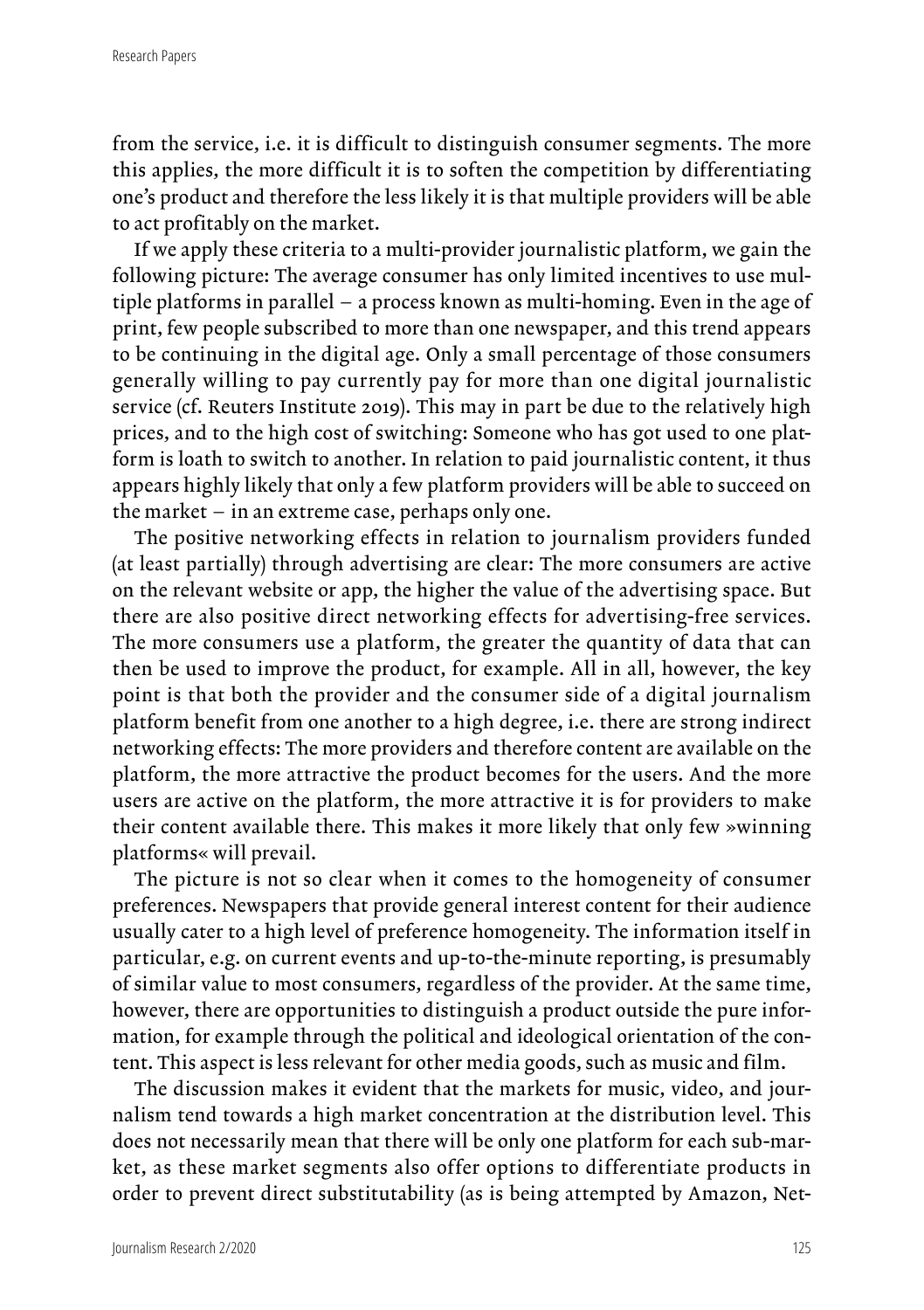from the service, i.e. it is difficult to distinguish consumer segments. The more this applies, the more difficult it is to soften the competition by differentiating one's product and therefore the less likely it is that multiple providers will be able to act profitably on the market.

If we apply these criteria to a multi-provider journalistic platform, we gain the following picture: The average consumer has only limited incentives to use multiple platforms in parallel – a process known as multi-homing. Even in the age of print, few people subscribed to more than one newspaper, and this trend appears to be continuing in the digital age. Only a small percentage of those consumers generally willing to pay currently pay for more than one digital journalistic service (cf. Reuters Institute 2019). This may in part be due to the relatively high prices, and to the high cost of switching: Someone who has got used to one platform is loath to switch to another. In relation to paid journalistic content, it thus appears highly likely that only a few platform providers will be able to succeed on the market – in an extreme case, perhaps only one.

The positive networking effects in relation to journalism providers funded (at least partially) through advertising are clear: The more consumers are active on the relevant website or app, the higher the value of the advertising space. But there are also positive direct networking effects for advertising-free services. The more consumers use a platform, the greater the quantity of data that can then be used to improve the product, for example. All in all, however, the key point is that both the provider and the consumer side of a digital journalism platform benefit from one another to a high degree, i.e. there are strong indirect networking effects: The more providers and therefore content are available on the platform, the more attractive the product becomes for the users. And the more users are active on the platform, the more attractive it is for providers to make their content available there. This makes it more likely that only few »winning platforms« will prevail.

The picture is not so clear when it comes to the homogeneity of consumer preferences. Newspapers that provide general interest content for their audience usually cater to a high level of preference homogeneity. The information itself in particular, e.g. on current events and up-to-the-minute reporting, is presumably of similar value to most consumers, regardless of the provider. At the same time, however, there are opportunities to distinguish a product outside the pure information, for example through the political and ideological orientation of the content. This aspect is less relevant for other media goods, such as music and film.

The discussion makes it evident that the markets for music, video, and journalism tend towards a high market concentration at the distribution level. This does not necessarily mean that there will be only one platform for each sub-market, as these market segments also offer options to differentiate products in order to prevent direct substitutability (as is being attempted by Amazon, Net-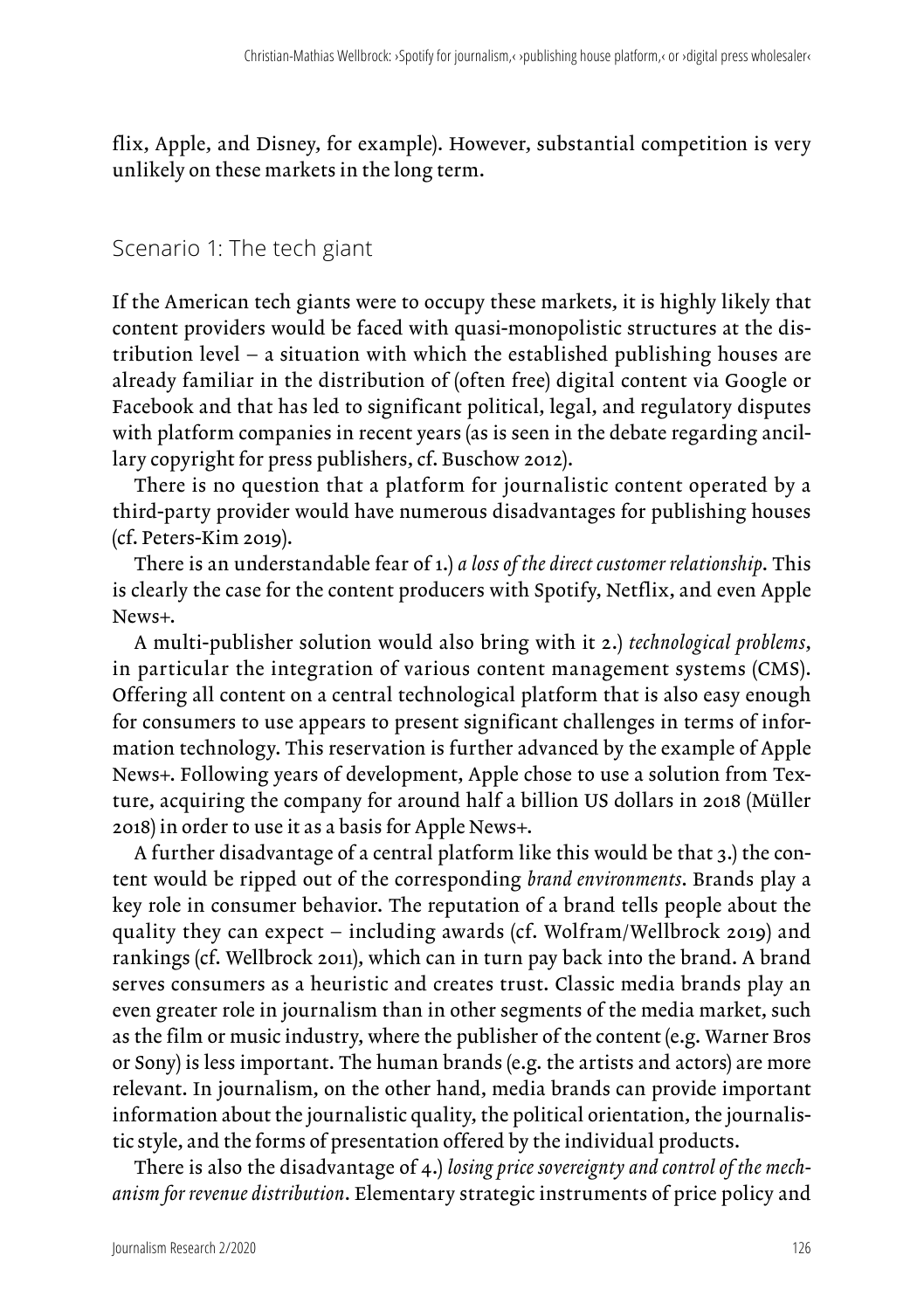flix, Apple, and Disney, for example). However, substantial competition is very unlikely on these markets in the long term.

## Scenario 1: The tech giant

If the American tech giants were to occupy these markets, it is highly likely that content providers would be faced with quasi-monopolistic structures at the distribution level – a situation with which the established publishing houses are already familiar in the distribution of (often free) digital content via Google or Facebook and that has led to significant political, legal, and regulatory disputes with platform companies in recent years (as is seen in the debate regarding ancillary copyright for press publishers, cf. Buschow 2012).

There is no question that a platform for journalistic content operated by a third-party provider would have numerous disadvantages for publishing houses (cf. Peters-Kim 2019).

There is an understandable fear of 1.) *a loss of the direct customer relationship*. This is clearly the case for the content producers with Spotify, Netflix, and even Apple News+.

A multi-publisher solution would also bring with it 2.) *technological problems*, in particular the integration of various content management systems (CMS). Offering all content on a central technological platform that is also easy enough for consumers to use appears to present significant challenges in terms of information technology. This reservation is further advanced by the example of Apple News+. Following years of development, Apple chose to use a solution from Texture, acquiring the company for around half a billion US dollars in 2018 (Müller 2018) in order to use it as a basis for Apple News+.

A further disadvantage of a central platform like this would be that 3.) the content would be ripped out of the corresponding *brand environments*. Brands play a key role in consumer behavior. The reputation of a brand tells people about the quality they can expect – including awards (cf. Wolfram/Wellbrock 2019) and rankings (cf. Wellbrock 2011), which can in turn pay back into the brand. A brand serves consumers as a heuristic and creates trust. Classic media brands play an even greater role in journalism than in other segments of the media market, such as the film or music industry, where the publisher of the content (e.g. Warner Bros or Sony) is less important. The human brands (e.g. the artists and actors) are more relevant. In journalism, on the other hand, media brands can provide important information about the journalistic quality, the political orientation, the journalistic style, and the forms of presentation offered by the individual products.

There is also the disadvantage of 4.) *losing price sovereignty and control of the mechanism for revenue distribution*. Elementary strategic instruments of price policy and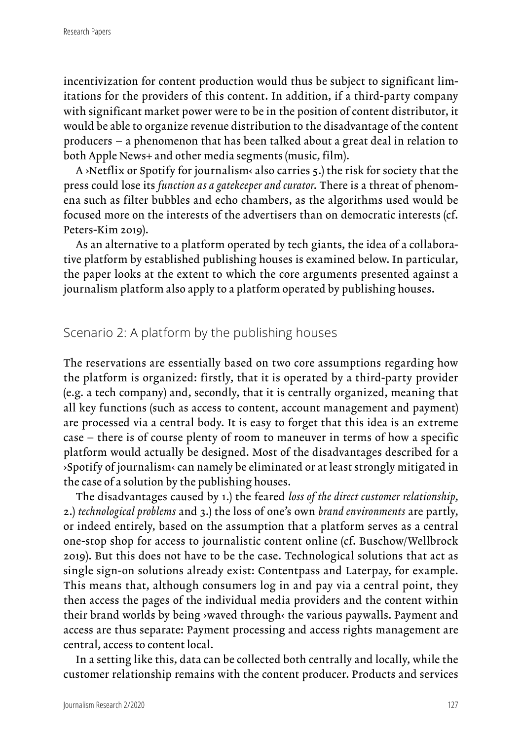incentivization for content production would thus be subject to significant limitations for the providers of this content. In addition, if a third-party company with significant market power were to be in the position of content distributor, it would be able to organize revenue distribution to the disadvantage of the content producers – a phenomenon that has been talked about a great deal in relation to both Apple News+ and other media segments (music, film).

A ›Netflix or Spotify for journalism‹ also carries 5.) the risk for society that the press could lose its *function as a gatekeeper and curator*. There is a threat of phenomena such as filter bubbles and echo chambers, as the algorithms used would be focused more on the interests of the advertisers than on democratic interests (cf. Peters-Kim 2019).

As an alternative to a platform operated by tech giants, the idea of a collaborative platform by established publishing houses is examined below. In particular, the paper looks at the extent to which the core arguments presented against a journalism platform also apply to a platform operated by publishing houses.

## Scenario 2: A platform by the publishing houses

The reservations are essentially based on two core assumptions regarding how the platform is organized: firstly, that it is operated by a third-party provider (e.g. a tech company) and, secondly, that it is centrally organized, meaning that all key functions (such as access to content, account management and payment) are processed via a central body. It is easy to forget that this idea is an extreme case – there is of course plenty of room to maneuver in terms of how a specific platform would actually be designed. Most of the disadvantages described for a ›Spotify of journalism‹ can namely be eliminated or at least strongly mitigated in the case of a solution by the publishing houses.

The disadvantages caused by 1.) the feared *loss of the direct customer relationship*, 2.) *technological problems* and 3.) the loss of one's own *brand environments* are partly, or indeed entirely, based on the assumption that a platform serves as a central one-stop shop for access to journalistic content online (cf. Buschow/Wellbrock 2019). But this does not have to be the case. Technological solutions that act as single sign-on solutions already exist: Contentpass and Laterpay, for example. This means that, although consumers log in and pay via a central point, they then access the pages of the individual media providers and the content within their brand worlds by being ›waved through‹ the various paywalls. Payment and access are thus separate: Payment processing and access rights management are central, access to content local.

In a setting like this, data can be collected both centrally and locally, while the customer relationship remains with the content producer. Products and services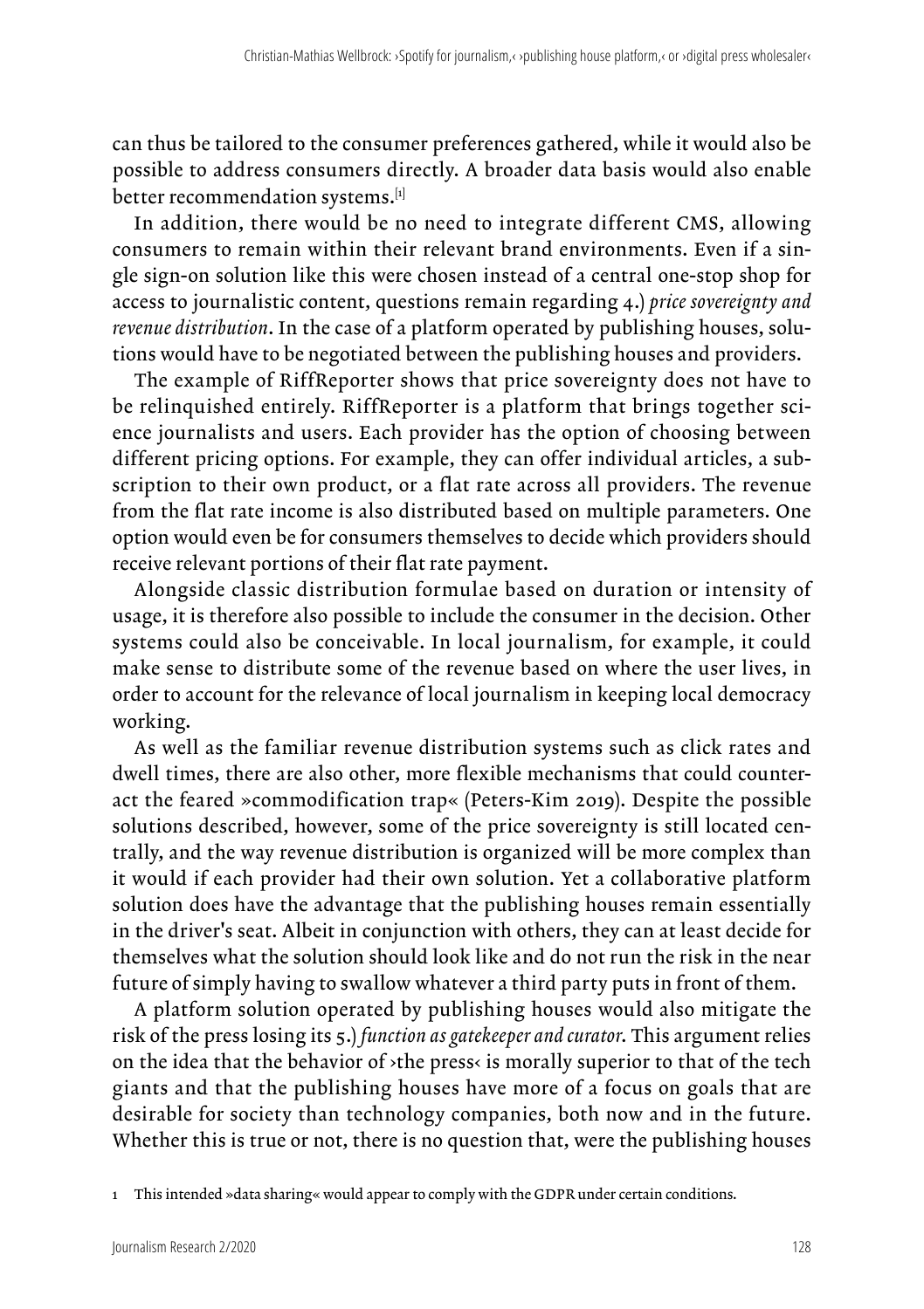can thus be tailored to the consumer preferences gathered, while it would also be possible to address consumers directly. A broader data basis would also enable better recommendation systems.[1]

In addition, there would be no need to integrate different CMS, allowing consumers to remain within their relevant brand environments. Even if a single sign-on solution like this were chosen instead of a central one-stop shop for access to journalistic content, questions remain regarding 4.) *price sovereignty and revenue distribution*. In the case of a platform operated by publishing houses, solutions would have to be negotiated between the publishing houses and providers.

The example of RiffReporter shows that price sovereignty does not have to be relinquished entirely. RiffReporter is a platform that brings together science journalists and users. Each provider has the option of choosing between different pricing options. For example, they can offer individual articles, a subscription to their own product, or a flat rate across all providers. The revenue from the flat rate income is also distributed based on multiple parameters. One option would even be for consumers themselves to decide which providers should receive relevant portions of their flat rate payment.

Alongside classic distribution formulae based on duration or intensity of usage, it is therefore also possible to include the consumer in the decision. Other systems could also be conceivable. In local journalism, for example, it could make sense to distribute some of the revenue based on where the user lives, in order to account for the relevance of local journalism in keeping local democracy working.

As well as the familiar revenue distribution systems such as click rates and dwell times, there are also other, more flexible mechanisms that could counteract the feared »commodification trap« (Peters-Kim 2019). Despite the possible solutions described, however, some of the price sovereignty is still located centrally, and the way revenue distribution is organized will be more complex than it would if each provider had their own solution. Yet a collaborative platform solution does have the advantage that the publishing houses remain essentially in the driver's seat. Albeit in conjunction with others, they can at least decide for themselves what the solution should look like and do not run the risk in the near future of simply having to swallow whatever a third party puts in front of them.

A platform solution operated by publishing houses would also mitigate the risk of the press losing its 5.) *function as gatekeeper and curator*. This argument relies on the idea that the behavior of ›the press‹ is morally superior to that of the tech giants and that the publishing houses have more of a focus on goals that are desirable for society than technology companies, both now and in the future. Whether this is true or not, there is no question that, were the publishing houses

1 This intended »data sharing« would appear to comply with the GDPR under certain conditions.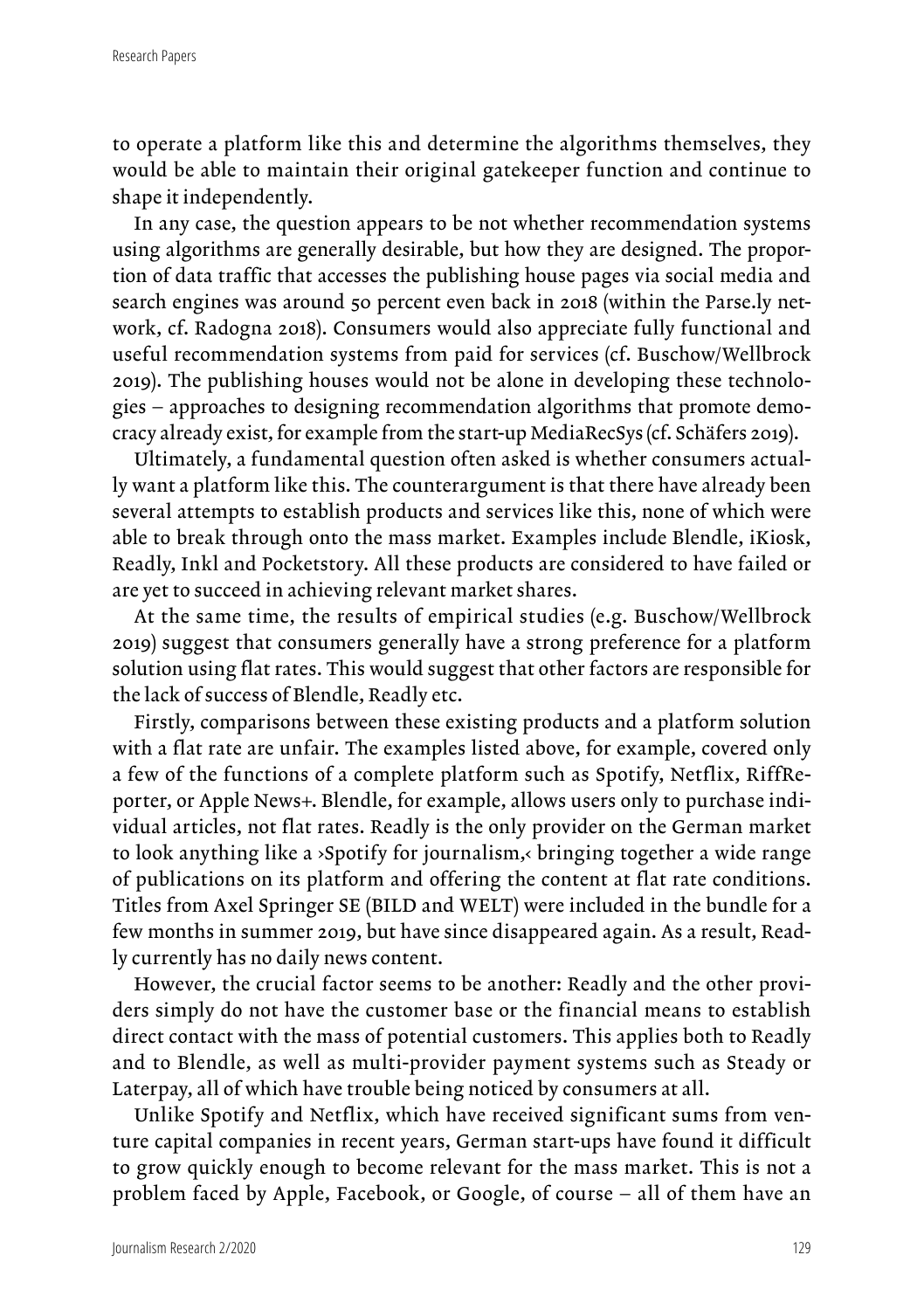to operate a platform like this and determine the algorithms themselves, they would be able to maintain their original gatekeeper function and continue to shape it independently.

In any case, the question appears to be not whether recommendation systems using algorithms are generally desirable, but how they are designed. The proportion of data traffic that accesses the publishing house pages via social media and search engines was around 50 percent even back in 2018 (within the Parse.ly network, cf. Radogna 2018). Consumers would also appreciate fully functional and useful recommendation systems from paid for services (cf. Buschow/Wellbrock 2019). The publishing houses would not be alone in developing these technologies – approaches to designing recommendation algorithms that promote democracy already exist, for example from the start-up MediaRecSys (cf. Schäfers 2019).

Ultimately, a fundamental question often asked is whether consumers actually want a platform like this. The counterargument is that there have already been several attempts to establish products and services like this, none of which were able to break through onto the mass market. Examples include Blendle, iKiosk, Readly, Inkl and Pocketstory. All these products are considered to have failed or are yet to succeed in achieving relevant market shares.

At the same time, the results of empirical studies (e.g. Buschow/Wellbrock 2019) suggest that consumers generally have a strong preference for a platform solution using flat rates. This would suggest that other factors are responsible for the lack of success of Blendle, Readly etc.

Firstly, comparisons between these existing products and a platform solution with a flat rate are unfair. The examples listed above, for example, covered only a few of the functions of a complete platform such as Spotify, Netflix, RiffReporter, or Apple News+. Blendle, for example, allows users only to purchase individual articles, not flat rates. Readly is the only provider on the German market to look anything like a ›Spotify for journalism,‹ bringing together a wide range of publications on its platform and offering the content at flat rate conditions. Titles from Axel Springer SE (BILD and WELT) were included in the bundle for a few months in summer 2019, but have since disappeared again. As a result, Readly currently has no daily news content.

However, the crucial factor seems to be another: Readly and the other providers simply do not have the customer base or the financial means to establish direct contact with the mass of potential customers. This applies both to Readly and to Blendle, as well as multi-provider payment systems such as Steady or Laterpay, all of which have trouble being noticed by consumers at all.

Unlike Spotify and Netflix, which have received significant sums from venture capital companies in recent years, German start-ups have found it difficult to grow quickly enough to become relevant for the mass market. This is not a problem faced by Apple, Facebook, or Google, of course – all of them have an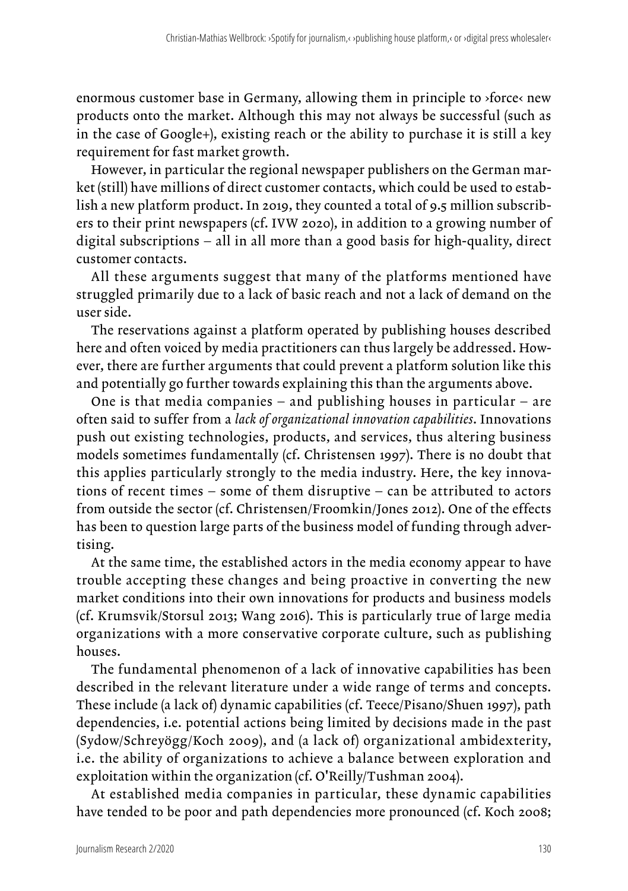enormous customer base in Germany, allowing them in principle to ›force‹ new products onto the market. Although this may not always be successful (such as in the case of Google+), existing reach or the ability to purchase it is still a key requirement for fast market growth.

However, in particular the regional newspaper publishers on the German market (still) have millions of direct customer contacts, which could be used to establish a new platform product. In 2019, they counted a total of 9.5 million subscribers to their print newspapers (cf. IVW 2020), in addition to a growing number of digital subscriptions – all in all more than a good basis for high-quality, direct customer contacts.

All these arguments suggest that many of the platforms mentioned have struggled primarily due to a lack of basic reach and not a lack of demand on the user side.

The reservations against a platform operated by publishing houses described here and often voiced by media practitioners can thus largely be addressed. However, there are further arguments that could prevent a platform solution like this and potentially go further towards explaining this than the arguments above.

One is that media companies – and publishing houses in particular – are often said to suffer from a *lack of organizational innovation capabilities*. Innovations push out existing technologies, products, and services, thus altering business models sometimes fundamentally (cf. Christensen 1997). There is no doubt that this applies particularly strongly to the media industry. Here, the key innovations of recent times – some of them disruptive – can be attributed to actors from outside the sector (cf. Christensen/Froomkin/Jones 2012). One of the effects has been to question large parts of the business model of funding through advertising.

At the same time, the established actors in the media economy appear to have trouble accepting these changes and being proactive in converting the new market conditions into their own innovations for products and business models (cf. Krumsvik/Storsul 2013; Wang 2016). This is particularly true of large media organizations with a more conservative corporate culture, such as publishing houses.

The fundamental phenomenon of a lack of innovative capabilities has been described in the relevant literature under a wide range of terms and concepts. These include (a lack of) dynamic capabilities (cf. Teece/Pisano/Shuen 1997), path dependencies, i.e. potential actions being limited by decisions made in the past (Sydow/Schreyögg/Koch 2009), and (a lack of) organizational ambidexterity, i.e. the ability of organizations to achieve a balance between exploration and exploitation within the organization (cf. O'Reilly/Tushman 2004).

At established media companies in particular, these dynamic capabilities have tended to be poor and path dependencies more pronounced (cf. Koch 2008;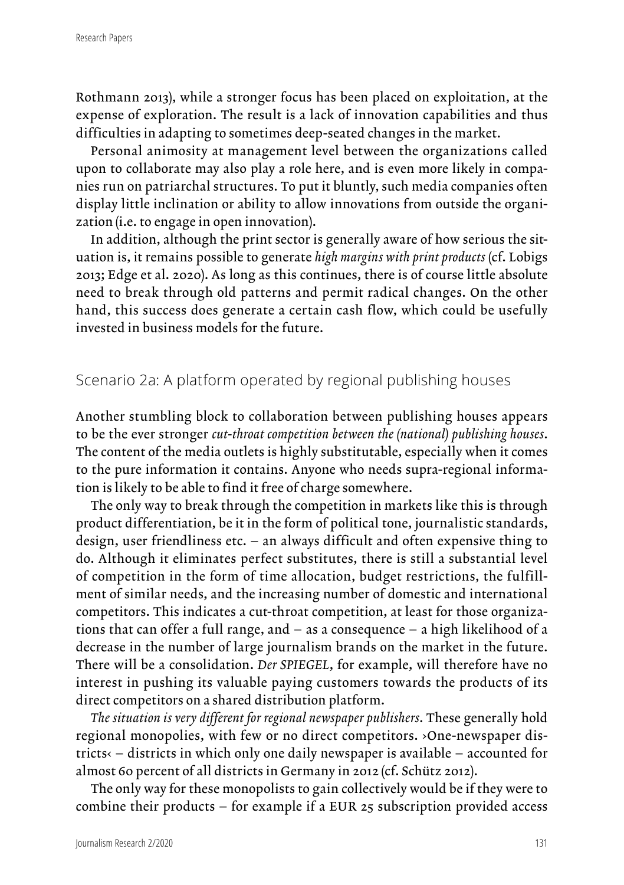Rothmann 2013), while a stronger focus has been placed on exploitation, at the expense of exploration. The result is a lack of innovation capabilities and thus difficulties in adapting to sometimes deep-seated changes in the market.

Personal animosity at management level between the organizations called upon to collaborate may also play a role here, and is even more likely in companies run on patriarchal structures. To put it bluntly, such media companies often display little inclination or ability to allow innovations from outside the organization (i.e. to engage in open innovation).

In addition, although the print sector is generally aware of how serious the situation is, it remains possible to generate *high margins with print products* (cf. Lobigs 2013; Edge et al. 2020). As long as this continues, there is of course little absolute need to break through old patterns and permit radical changes. On the other hand, this success does generate a certain cash flow, which could be usefully invested in business models for the future.

## Scenario 2a: A platform operated by regional publishing houses

Another stumbling block to collaboration between publishing houses appears to be the ever stronger *cut-throat competition between the (national) publishing houses*. The content of the media outlets is highly substitutable, especially when it comes to the pure information it contains. Anyone who needs supra-regional information is likely to be able to find it free of charge somewhere.

The only way to break through the competition in markets like this is through product differentiation, be it in the form of political tone, journalistic standards, design, user friendliness etc. – an always difficult and often expensive thing to do. Although it eliminates perfect substitutes, there is still a substantial level of competition in the form of time allocation, budget restrictions, the fulfillment of similar needs, and the increasing number of domestic and international competitors. This indicates a cut-throat competition, at least for those organizations that can offer a full range, and – as a consequence – a high likelihood of a decrease in the number of large journalism brands on the market in the future. There will be a consolidation. *Der SPIEGEL*, for example, will therefore have no interest in pushing its valuable paying customers towards the products of its direct competitors on a shared distribution platform.

*The situation is very different for regional newspaper publishers*. These generally hold regional monopolies, with few or no direct competitors. ›One-newspaper districts‹ – districts in which only one daily newspaper is available – accounted for almost 60 percent of all districts in Germany in 2012 (cf. Schütz 2012).

The only way for these monopolists to gain collectively would be if they were to combine their products – for example if a EUR 25 subscription provided access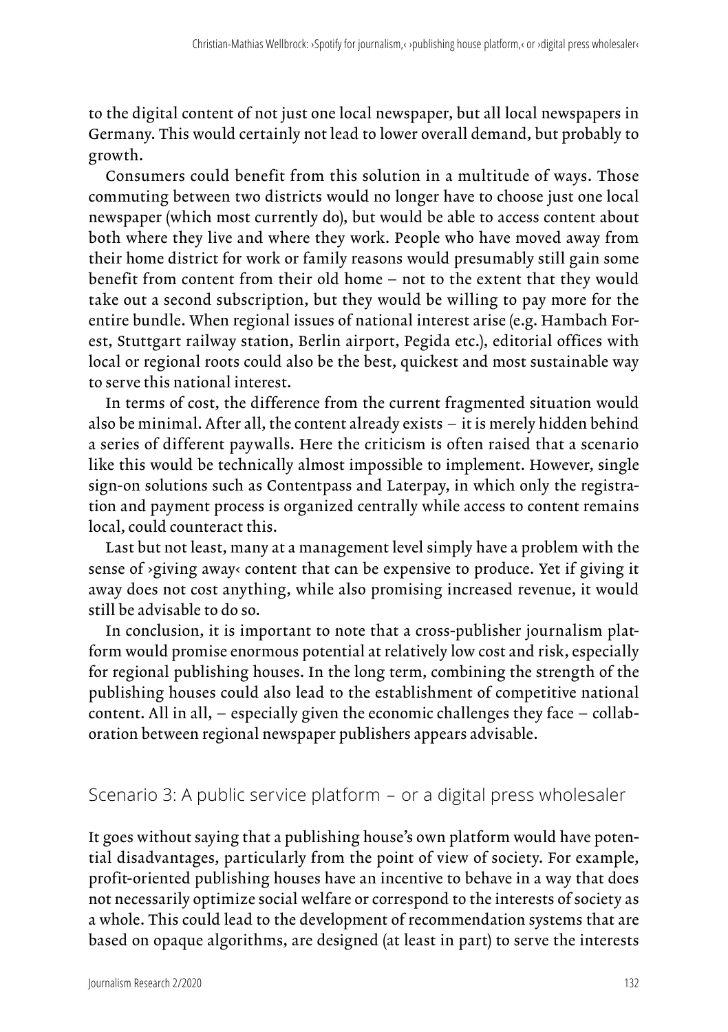to the digital content of not just one local newspaper, but all local newspapers in Germany. This would certainly not lead to lower overall demand, but probably to growth.

Consumers could benefit from this solution in a multitude of ways. Those commuting between two districts would no longer have to choose just one local newspaper (which most currently do), but would be able to access content about both where they live and where they work. People who have moved away from their home district for work or family reasons would presumably still gain some benefit from content from their old home – not to the extent that they would take out a second subscription, but they would be willing to pay more for the entire bundle. When regional issues of national interest arise (e.g. Hambach Forest, Stuttgart railway station, Berlin airport, Pegida etc.), editorial offices with local or regional roots could also be the best, quickest and most sustainable way to serve this national interest.

In terms of cost, the difference from the current fragmented situation would also be minimal. After all, the content already exists – it is merely hidden behind a series of different paywalls. Here the criticism is often raised that a scenario like this would be technically almost impossible to implement. However, single sign-on solutions such as Contentpass and Laterpay, in which only the registration and payment process is organized centrally while access to content remains local, could counteract this.

Last but not least, many at a management level simply have a problem with the sense of ›giving away‹ content that can be expensive to produce. Yet if giving it away does not cost anything, while also promising increased revenue, it would still be advisable to do so.

In conclusion, it is important to note that a cross-publisher journalism platform would promise enormous potential at relatively low cost and risk, especially for regional publishing houses. In the long term, combining the strength of the publishing houses could also lead to the establishment of competitive national content. All in all, – especially given the economic challenges they face – collaboration between regional newspaper publishers appears advisable.

## Scenario 3: A public service platform – or a digital press wholesaler

It goes without saying that a publishing house's own platform would have potential disadvantages, particularly from the point of view of society. For example, profit-oriented publishing houses have an incentive to behave in a way that does not necessarily optimize social welfare or correspond to the interests of society as a whole. This could lead to the development of recommendation systems that are based on opaque algorithms, are designed (at least in part) to serve the interests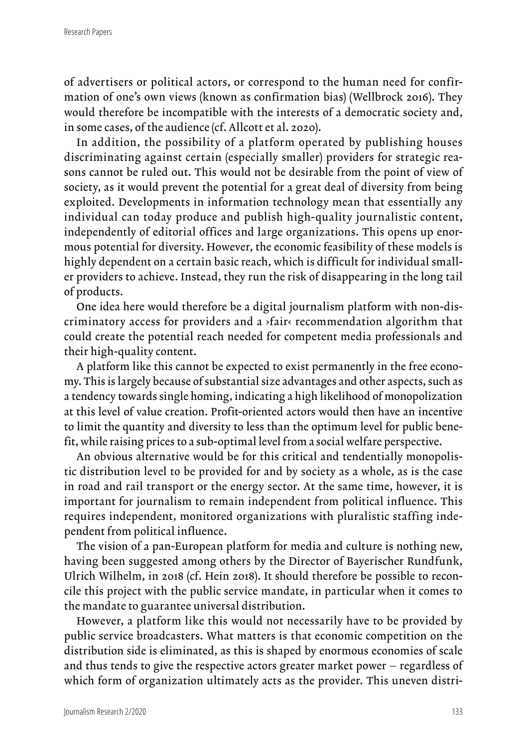of advertisers or political actors, or correspond to the human need for confirmation of one's own views (known as confirmation bias) (Wellbrock 2016). They would therefore be incompatible with the interests of a democratic society and, in some cases, of the audience (cf. Allcott et al. 2020).

In addition, the possibility of a platform operated by publishing houses discriminating against certain (especially smaller) providers for strategic reasons cannot be ruled out. This would not be desirable from the point of view of society, as it would prevent the potential for a great deal of diversity from being exploited. Developments in information technology mean that essentially any individual can today produce and publish high-quality journalistic content, independently of editorial offices and large organizations. This opens up enormous potential for diversity. However, the economic feasibility of these models is highly dependent on a certain basic reach, which is difficult for individual smaller providers to achieve. Instead, they run the risk of disappearing in the long tail of products.

One idea here would therefore be a digital journalism platform with non-discriminatory access for providers and a ›fair‹ recommendation algorithm that could create the potential reach needed for competent media professionals and their high-quality content.

A platform like this cannot be expected to exist permanently in the free economy. This is largely because of substantial size advantages and other aspects, such as a tendency towards single homing, indicating a high likelihood of monopolization at this level of value creation. Profit-oriented actors would then have an incentive to limit the quantity and diversity to less than the optimum level for public benefit, while raising prices to a sub-optimal level from a social welfare perspective.

An obvious alternative would be for this critical and tendentially monopolistic distribution level to be provided for and by society as a whole, as is the case in road and rail transport or the energy sector. At the same time, however, it is important for journalism to remain independent from political influence. This requires independent, monitored organizations with pluralistic staffing independent from political influence.

The vision of a pan-European platform for media and culture is nothing new, having been suggested among others by the Director of Bayerischer Rundfunk, Ulrich Wilhelm, in 2018 (cf. Hein 2018). It should therefore be possible to reconcile this project with the public service mandate, in particular when it comes to the mandate to guarantee universal distribution.

However, a platform like this would not necessarily have to be provided by public service broadcasters. What matters is that economic competition on the distribution side is eliminated, as this is shaped by enormous economies of scale and thus tends to give the respective actors greater market power – regardless of which form of organization ultimately acts as the provider. This uneven distri-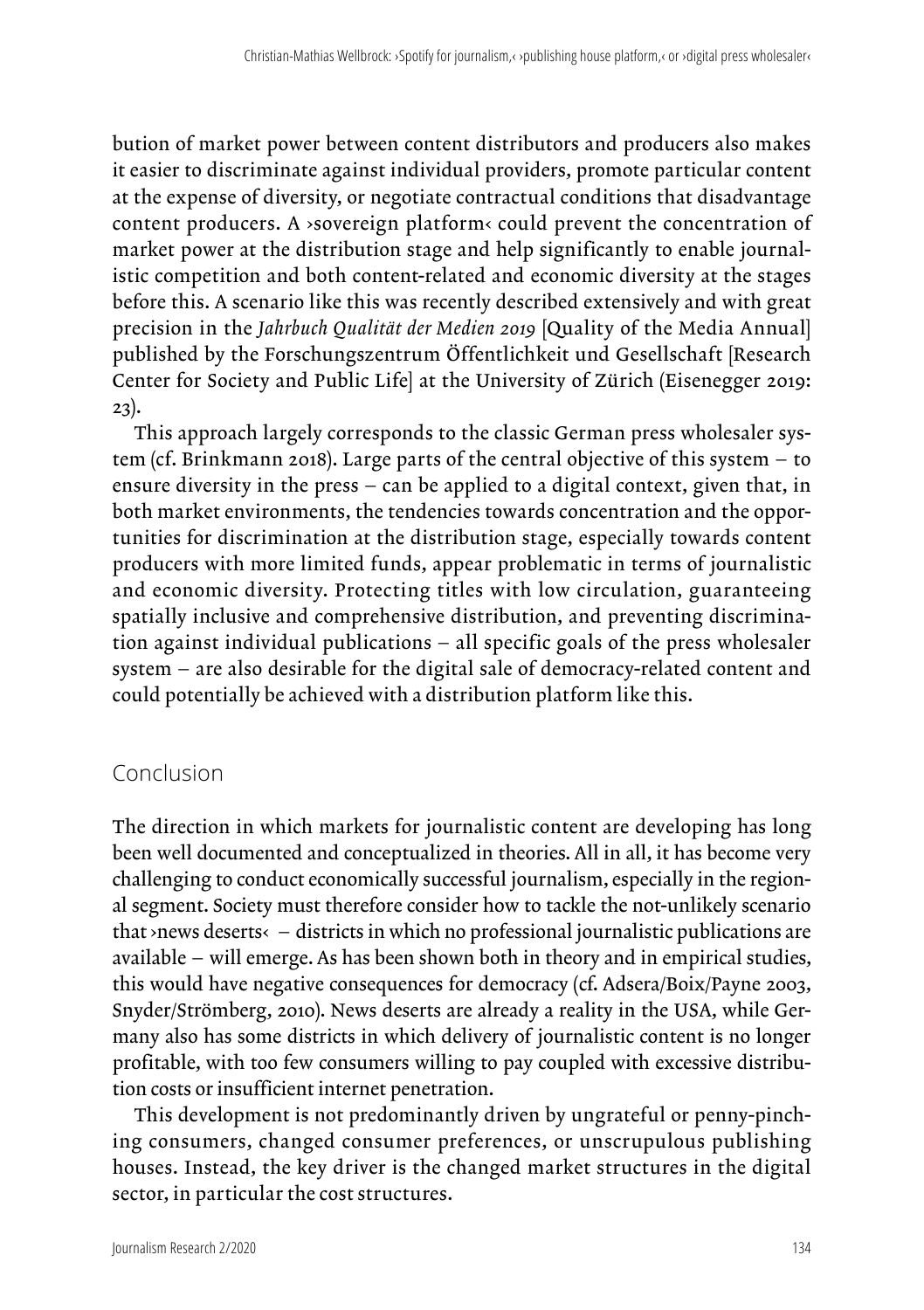bution of market power between content distributors and producers also makes it easier to discriminate against individual providers, promote particular content at the expense of diversity, or negotiate contractual conditions that disadvantage content producers. A ›sovereign platform‹ could prevent the concentration of market power at the distribution stage and help significantly to enable journalistic competition and both content-related and economic diversity at the stages before this. A scenario like this was recently described extensively and with great precision in the *Jahrbuch Qualität der Medien 2019* [Quality of the Media Annual] published by the Forschungszentrum Öffentlichkeit und Gesellschaft [Research Center for Society and Public Life] at the University of Zürich (Eisenegger 2019: 23).

This approach largely corresponds to the classic German press wholesaler system (cf. Brinkmann 2018). Large parts of the central objective of this system – to ensure diversity in the press – can be applied to a digital context, given that, in both market environments, the tendencies towards concentration and the opportunities for discrimination at the distribution stage, especially towards content producers with more limited funds, appear problematic in terms of journalistic and economic diversity. Protecting titles with low circulation, guaranteeing spatially inclusive and comprehensive distribution, and preventing discrimination against individual publications – all specific goals of the press wholesaler system – are also desirable for the digital sale of democracy-related content and could potentially be achieved with a distribution platform like this.

## Conclusion

The direction in which markets for journalistic content are developing has long been well documented and conceptualized in theories. All in all, it has become very challenging to conduct economically successful journalism, especially in the regional segment. Society must therefore consider how to tackle the not-unlikely scenario that ›news deserts‹ – districts in which no professional journalistic publications are available – will emerge. As has been shown both in theory and in empirical studies, this would have negative consequences for democracy (cf. Adsera/Boix/Payne 2003, Snyder/Strömberg, 2010). News deserts are already a reality in the USA, while Germany also has some districts in which delivery of journalistic content is no longer profitable, with too few consumers willing to pay coupled with excessive distribution costs or insufficient internet penetration.

This development is not predominantly driven by ungrateful or penny-pinching consumers, changed consumer preferences, or unscrupulous publishing houses. Instead, the key driver is the changed market structures in the digital sector, in particular the cost structures.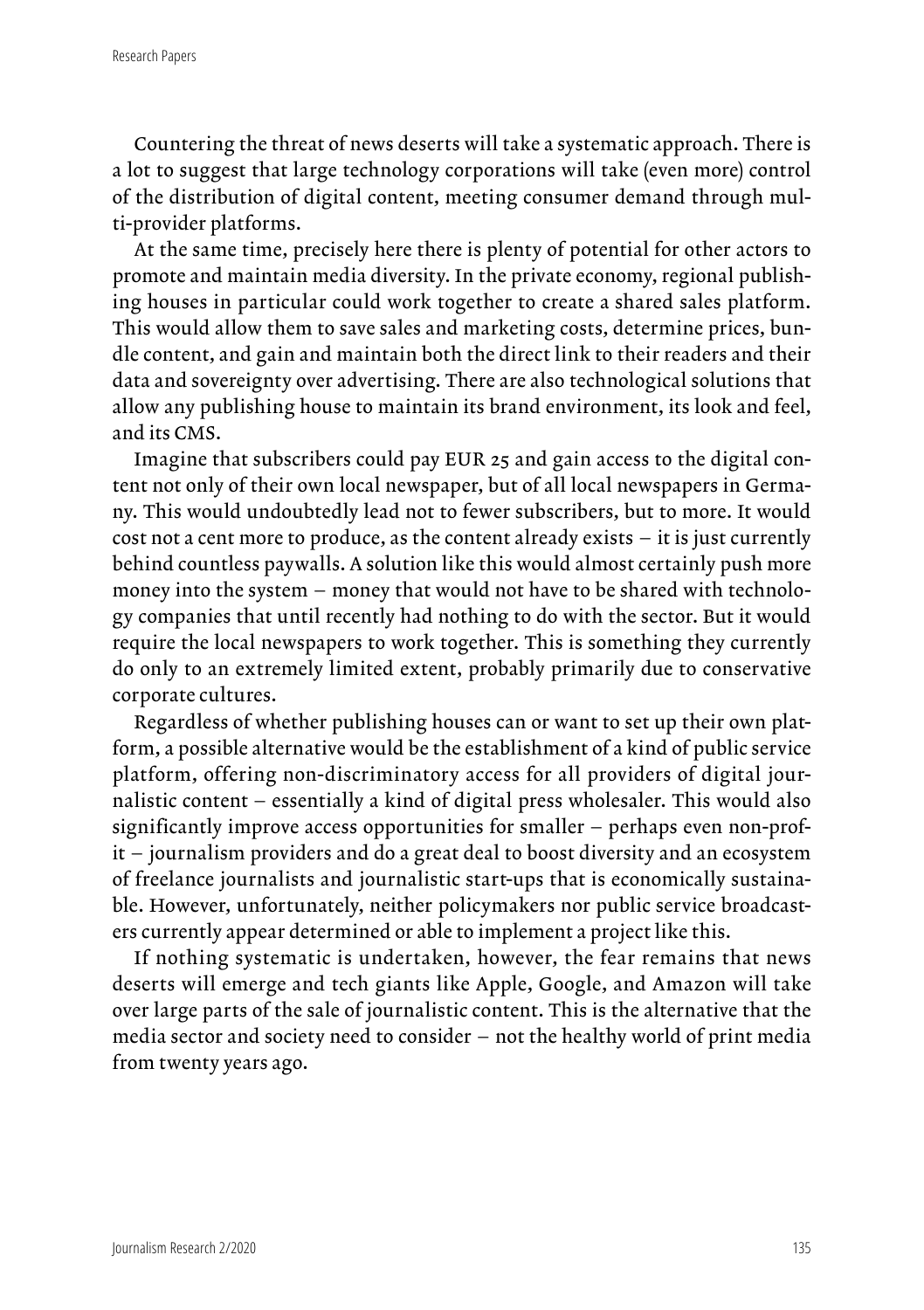Countering the threat of news deserts will take a systematic approach. There is a lot to suggest that large technology corporations will take (even more) control of the distribution of digital content, meeting consumer demand through multi-provider platforms.

At the same time, precisely here there is plenty of potential for other actors to promote and maintain media diversity. In the private economy, regional publishing houses in particular could work together to create a shared sales platform. This would allow them to save sales and marketing costs, determine prices, bundle content, and gain and maintain both the direct link to their readers and their data and sovereignty over advertising. There are also technological solutions that allow any publishing house to maintain its brand environment, its look and feel, and its CMS.

Imagine that subscribers could pay EUR 25 and gain access to the digital content not only of their own local newspaper, but of all local newspapers in Germany. This would undoubtedly lead not to fewer subscribers, but to more. It would cost not a cent more to produce, as the content already exists – it is just currently behind countless paywalls. A solution like this would almost certainly push more money into the system – money that would not have to be shared with technology companies that until recently had nothing to do with the sector. But it would require the local newspapers to work together. This is something they currently do only to an extremely limited extent, probably primarily due to conservative corporate cultures.

Regardless of whether publishing houses can or want to set up their own platform, a possible alternative would be the establishment of a kind of public service platform, offering non-discriminatory access for all providers of digital journalistic content – essentially a kind of digital press wholesaler. This would also significantly improve access opportunities for smaller – perhaps even non-profit – journalism providers and do a great deal to boost diversity and an ecosystem of freelance journalists and journalistic start-ups that is economically sustainable. However, unfortunately, neither policymakers nor public service broadcasters currently appear determined or able to implement a project like this.

If nothing systematic is undertaken, however, the fear remains that news deserts will emerge and tech giants like Apple, Google, and Amazon will take over large parts of the sale of journalistic content. This is the alternative that the media sector and society need to consider – not the healthy world of print media from twenty years ago.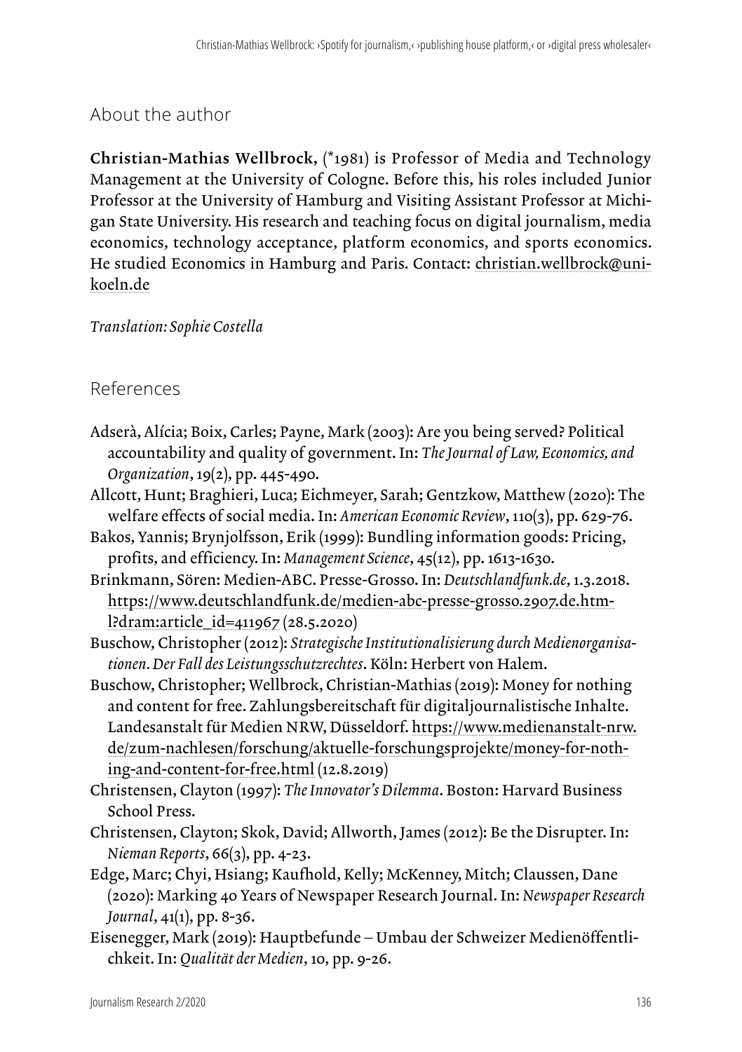## About the author

**Christian-Mathias Wellbrock**, (*1981) is Professor of Media and Technology Management at the University of Cologne. Before this, his roles included Junior Professor at the University of Hamburg and Visiting Assistant Professor at Michigan State University. His research and teaching focus on digital journalism, media economics, technology acceptance, platform economics, and sports economics. He studied Economics in Hamburg and Paris. Contact: christian.wellbrock@uni-koeln.de

*Translation: Sophie Costella*

## References

Adserà, Alícia; Boix, Carles; Payne, Mark (2003): Are you being served? Political accountability and quality of government. In: *The Journal of Law, Economics, and Organization*, 19(2), pp. 445-490.

Allcott, Hunt; Braghieri, Luca; Eichmeyer, Sarah; Gentzkow, Matthew (2020): The welfare effects of social media. In: *American Economic Review*, 110(3), pp. 629-76.

Bakos, Yannis; Brynjolfsson, Erik (1999): Bundling information goods: Pricing, profits, and efficiency. In: *Management Science*, 45(12), pp. 1613-1630.

Brinkmann, Sören: Medien-ABC. Presse-Grosso. In: *Deutschlandfunk.de*, 1.3.2018. https://www.deutschlandfunk.de/medien-abc-presse-grosso.2907.de.html?dram:article_id=411967 (28.5.2020)

Buschow, Christopher (2012): *Strategische Institutionalisierung durch Medienorganisationen. Der Fall des Leistungsschutzrechtes*. Köln: Herbert von Halem.

Buschow, Christopher; Wellbrock, Christian-Mathias (2019): Money for nothing and content for free. Zahlungsbereitschaft für digitaljournalistische Inhalte. Landesanstalt für Medien NRW, Düsseldorf. https://www.medienanstalt-nrw.de/zum-nachlesen/forschung/aktuelle-forschungsprojekte/money-for-nothing-and-content-for-free.html (12.8.2019)

Christensen, Clayton (1997): *The Innovator's Dilemma*. Boston: Harvard Business School Press.

Christensen, Clayton; Skok, David; Allworth, James (2012): Be the Disrupter. In: *Nieman Reports*, 66(3), pp. 4-23.

Edge, Marc; Chyi, Hsiang; Kaufhold, Kelly; McKenney, Mitch; Claussen, Dane (2020): Marking 40 Years of Newspaper Research Journal. In: *Newspaper Research Journal*, 41(1), pp. 8-36.

Eisenegger, Mark (2019): Hauptbefunde – Umbau der Schweizer Medienöffentlichkeit. In: *Qualität der Medien*, 10, pp. 9-26.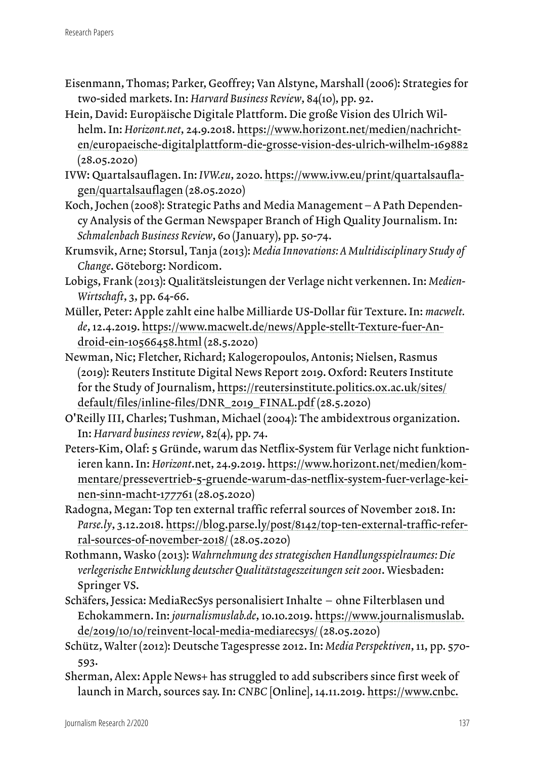Eisenmann, Thomas; Parker, Geoffrey; Van Alstyne, Marshall (2006): Strategies for two-sided markets. In: *Harvard Business Review*, 84(10), pp. 92.

Hein, David: Europäische Digitale Plattform. Die große Vision des Ulrich Wilhelm. In: *Horizont.net*, 24.9.2018. https://www.horizont.net/medien/nachrichten/europaeische-digitalplattform-die-grosse-vision-des-ulrich-wilhelm-169882 (28.05.2020)

IVW: Quartalsauflagen. In: *IVW.eu*, 2020. https://www.ivw.eu/print/quartalsauflagen/quartalsauflagen (28.05.2020)

Koch, Jochen (2008): Strategic Paths and Media Management – A Path Dependency Analysis of the German Newspaper Branch of High Quality Journalism. In: *Schmalenbach Business Review*, 60 (January), pp. 50-74.

Krumsvik, Arne; Storsul, Tanja (2013): *Media Innovations: A Multidisciplinary Study of Change*. Göteborg: Nordicom.

Lobigs, Frank (2013): Qualitätsleistungen der Verlage nicht verkennen. In: *MedienWirtschaft*, 3, pp. 64-66.

Müller, Peter: Apple zahlt eine halbe Milliarde US-Dollar für Texture. In: *macwelt.de*, 12.4.2019. https://www.macwelt.de/news/Apple-stellt-Texture-fuer-Android-ein-10566458.html (28.5.2020)

Newman, Nic; Fletcher, Richard; Kalogeropoulos, Antonis; Nielsen, Rasmus (2019): Reuters Institute Digital News Report 2019. Oxford: Reuters Institute for the Study of Journalism, https://reutersinstitute.politics.ox.ac.uk/sites/default/files/inline-files/DNR_2019_FINAL.pdf (28.5.2020)

O'Reilly III, Charles; Tushman, Michael (2004): The ambidextrous organization. In: *Harvard business review*, 82(4), pp. 74.

Peters-Kim, Olaf: 5 Gründe, warum das Netflix-System für Verlage nicht funktionieren kann. In: *Horizont*.net, 24.9.2019. https://www.horizont.net/medien/kommentare/pressevertrieb-5-gruende-warum-das-netflix-system-fuer-verlage-keinen-sinn-macht-177761 (28.05.2020)

Radogna, Megan: Top ten external traffic referral sources of November 2018. In: *Parse.ly*, 3.12.2018. https://blog.parse.ly/post/8142/top-ten-external-traffic-referral-sources-of-november-2018/ (28.05.2020)

Rothmann, Wasko (2013): *Wahrnehmung des strategischen Handlungsspielraumes: Die verlegerische Entwicklung deutscher Qualitätstageszeitungen seit 2001*. Wiesbaden: Springer VS.

Schäfers, Jessica: MediaRecSys personalisiert Inhalte – ohne Filterblasen und Echokammern. In: *journalismuslab.de*, 10.10.2019. https://www.journalismuslab.de/2019/10/10/reinvent-local-media-mediarecsys/ (28.05.2020)

Schütz, Walter (2012): Deutsche Tagespresse 2012. In: *Media Perspektiven*, 11, pp. 570-593.

Sherman, Alex: Apple News+ has struggled to add subscribers since first week of launch in March, sources say. In: *CNBC* [Online], 14.11.2019. https://www.cnbc.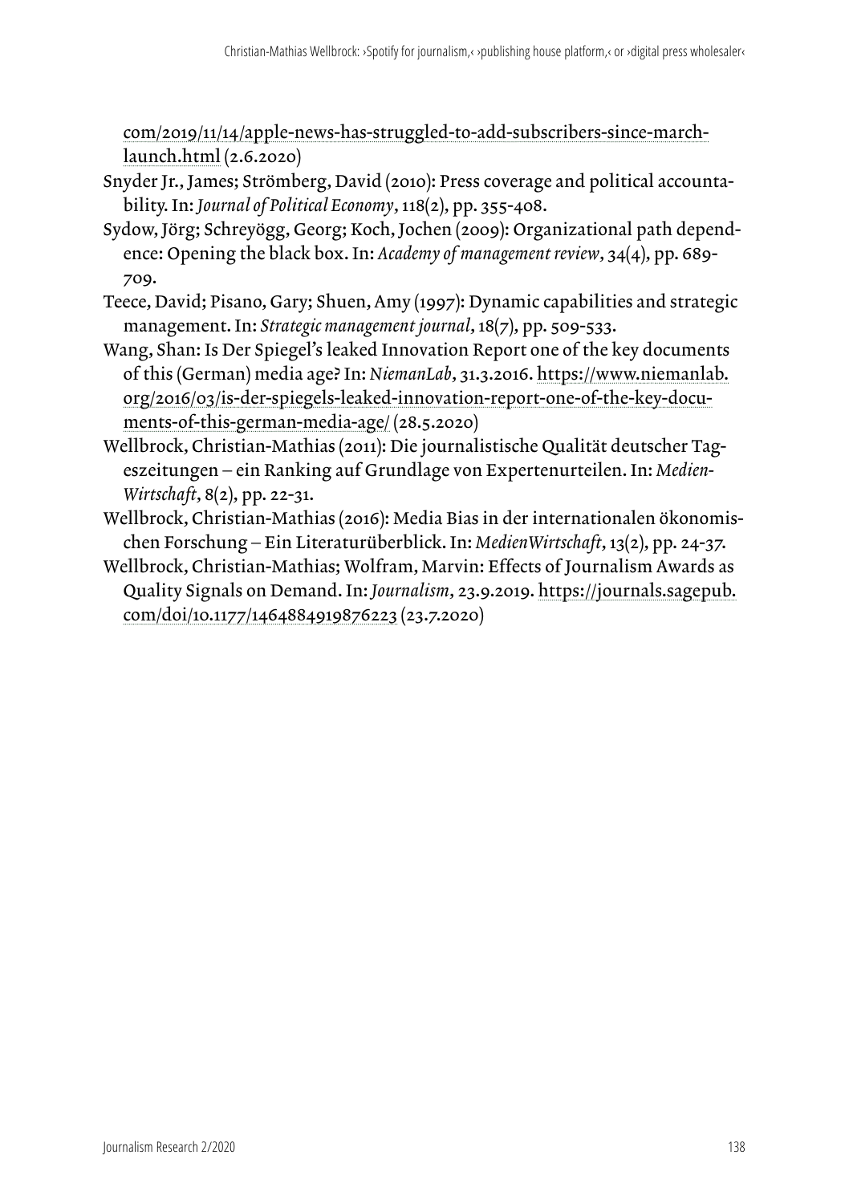com/2019/11/14/apple-news-has-struggled-to-add-subscribers-since-march-launch.html (2.6.2020)

Snyder Jr., James; Strömberg, David (2010): Press coverage and political accountability. In: *Journal of Political Economy*, 118(2), pp. 355-408.

Sydow, Jörg; Schreyögg, Georg; Koch, Jochen (2009): Organizational path dependence: Opening the black box. In: *Academy of management review*, 34(4), pp. 689-709.

Teece, David; Pisano, Gary; Shuen, Amy (1997): Dynamic capabilities and strategic management. In: *Strategic management journal*, 18(7), pp. 509-533.

Wang, Shan: Is Der Spiegel's leaked Innovation Report one of the key documents of this (German) media age? In: *NiemanLab*, 31.3.2016. https://www.niemanlab.org/2016/03/is-der-spiegels-leaked-innovation-report-one-of-the-key-documents-of-this-german-media-age/ (28.5.2020)

Wellbrock, Christian-Mathias (2011): Die journalistische Qualität deutscher Tageszeitungen – ein Ranking auf Grundlage von Expertenurteilen. In: *Medien-Wirtschaft*, 8(2), pp. 22-31.

Wellbrock, Christian-Mathias (2016): Media Bias in der internationalen ökonomischen Forschung – Ein Literaturüberblick. In: *MedienWirtschaft*, 13(2), pp. 24-37.

Wellbrock, Christian-Mathias; Wolfram, Marvin: Effects of Journalism Awards as Quality Signals on Demand. In: *Journalism*, 23.9.2019. https://journals.sagepub.com/doi/10.1177/1464884919876223 (23.7.2020)